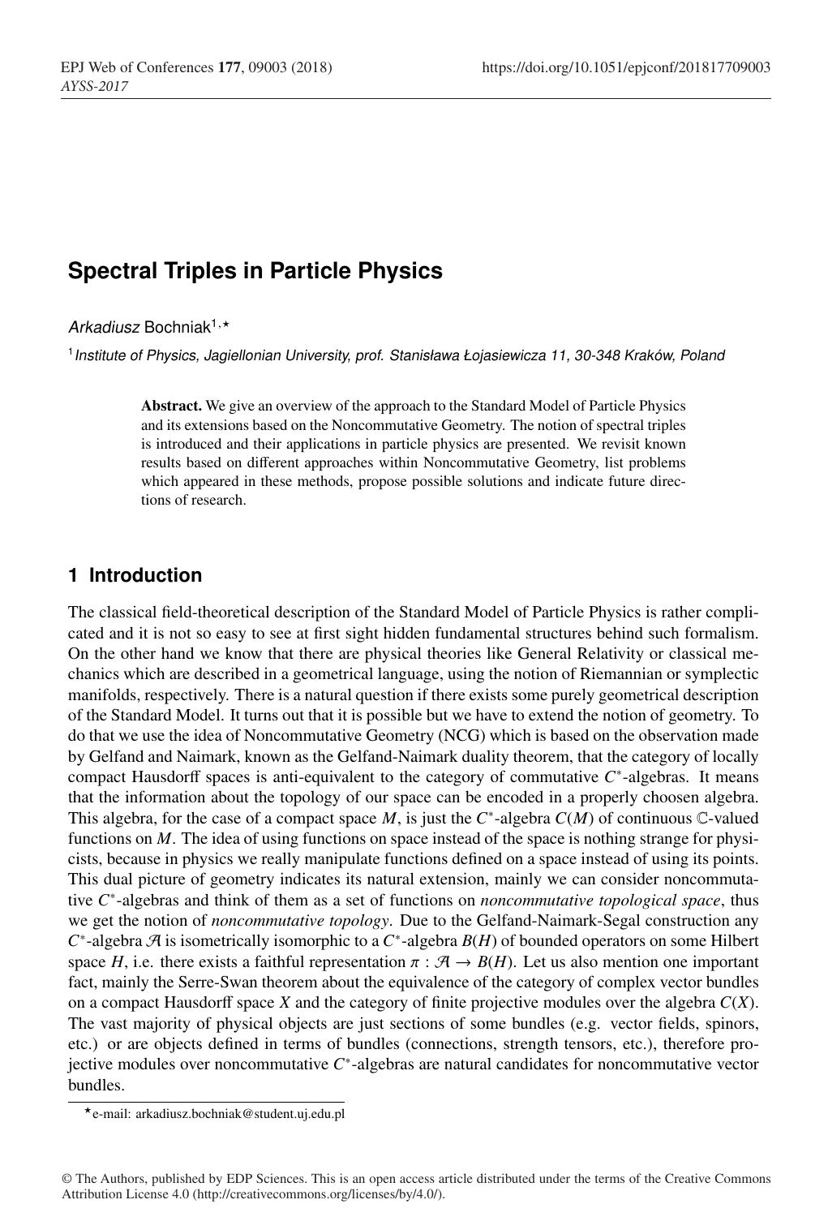# Spectral Triples in Particle Physics

*Arkadiusz* Bochniak[1,⋆]

[1] *Institute of Physics, Jagiellonian University, prof. Stanisława Łojasiewicza 11, 30-348 Kraków, Poland*

**Abstract.** We give an overview of the approach to the Standard Model of Particle Physics and its extensions based on the Noncommutative Geometry. The notion of spectral triples is introduced and their applications in particle physics are presented. We revisit known results based on different approaches within Noncommutative Geometry, list problems which appeared in these methods, propose possible solutions and indicate future directions of research.

## 1 Introduction

The classical field-theoretical description of the Standard Model of Particle Physics is rather complicated and it is not so easy to see at first sight hidden fundamental structures behind such formalism. On the other hand we know that there are physical theories like General Relativity or classical mechanics which are described in a geometrical language, using the notion of Riemannian or symplectic manifolds, respectively. There is a natural question if there exists some purely geometrical description of the Standard Model. It turns out that it is possible but we have to extend the notion of geometry. To do that we use the idea of Noncommutative Geometry (NCG) which is based on the observation made by Gelfand and Naimark, known as the Gelfand-Naimark duality theorem, that the category of locally compact Hausdorff spaces is anti-equivalent to the category of commutative $C^*$-algebras. It means that the information about the topology of our space can be encoded in a properly choosen algebra. This algebra, for the case of a compact space $M$, is just the $C^*$-algebra $C(M)$ of continuous $\mathbb{C}$-valued functions on $M$. The idea of using functions on space instead of the space is nothing strange for physicists, because in physics we really manipulate functions defined on a space instead of using its points. This dual picture of geometry indicates its natural extension, mainly we can consider noncommutative $C^*$-algebras and think of them as a set of functions on *noncommutative topological space*, thus we get the notion of *noncommutative topology*. Due to the Gelfand-Naimark-Segal construction any $C^*$-algebra $\mathcal{A}$ is isometrically isomorphic to a $C^*$-algebra $B(H)$ of bounded operators on some Hilbert space $H$, i.e. there exists a faithful representation $\pi : \mathcal{A} \to B(H)$. Let us also mention one important fact, mainly the Serre-Swan theorem about the equivalence of the category of complex vector bundles on a compact Hausdorff space $X$ and the category of finite projective modules over the algebra $C(X)$. The vast majority of physical objects are just sections of some bundles (e.g. vector fields, spinors, etc.) or are objects defined in terms of bundles (connections, strength tensors, etc.), therefore projective modules over noncommutative $C^*$-algebras are natural candidates for noncommutative vector bundles.

⋆e-mail: arkadiusz.bochniak@student.uj.edu.pl

© The Authors, published by EDP Sciences. This is an open access article distributed under the terms of the Creative Commons Attribution License 4.0 (http://creativecommons.org/licenses/by/4.0/).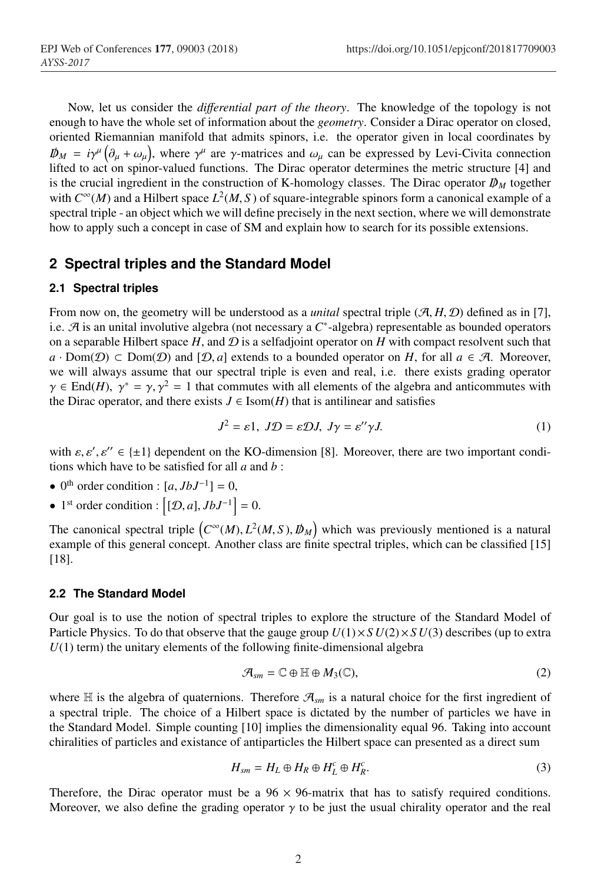Now, let us consider the *differential part of the theory*. The knowledge of the topology is not enough to have the whole set of information about the *geometry*. Consider a Dirac operator on closed, oriented Riemannian manifold that admits spinors, i.e. the operator given in local coordinates by $\not{D}_M = i\gamma^\mu\left(\partial_\mu + \omega_\mu\right)$, where $\gamma^\mu$ are $\gamma$-matrices and $\omega_\mu$ can be expressed by Levi-Civita connection lifted to act on spinor-valued functions. The Dirac operator determines the metric structure [4] and is the crucial ingredient in the construction of K-homology classes. The Dirac operator $\not{D}_M$ together with $C^\infty(M)$ and a Hilbert space $L^2(M, S)$ of square-integrable spinors form a canonical example of a spectral triple - an object which we will define precisely in the next section, where we will demonstrate how to apply such a concept in case of SM and explain how to search for its possible extensions.

## 2 Spectral triples and the Standard Model

### 2.1 Spectral triples

From now on, the geometry will be understood as a *unital* spectral triple $(\mathcal{A}, H, \mathcal{D})$ defined as in [7], i.e. $\mathcal{A}$ is an unital involutive algebra (not necessary a $C^*$-algebra) representable as bounded operators on a separable Hilbert space $H$, and $\mathcal{D}$ is a selfadjoint operator on $H$ with compact resolvent such that $a \cdot \mathrm{Dom}(\mathcal{D}) \subset \mathrm{Dom}(\mathcal{D})$ and $[\mathcal{D}, a]$ extends to a bounded operator on $H$, for all $a \in \mathcal{A}$. Moreover, we will always assume that our spectral triple is even and real, i.e. there exists grading operator $\gamma \in \mathrm{End}(H)$, $\gamma^* = \gamma, \gamma^2 = 1$ that commutes with all elements of the algebra and anticommutes with the Dirac operator, and there exists $J \in \mathrm{Isom}(H)$ that is antilinear and satisfies

$$J^2 = \varepsilon 1, \ J\mathcal{D} = \varepsilon \mathcal{D} J, \ J\gamma = \varepsilon'' \gamma J. \tag{1}$$

with $\varepsilon, \varepsilon', \varepsilon'' \in \{\pm 1\}$ dependent on the KO-dimension [8]. Moreover, there are two important conditions which have to be satisfied for all $a$ and $b$ :

- $0^{\text{th}}$ order condition : $[a, JbJ^{-1}] = 0$,
- $1^{\text{st}}$ order condition : $\left[[\mathcal{D}, a], JbJ^{-1}\right] = 0$.

The canonical spectral triple $\left(C^\infty(M), L^2(M, S), \not{D}_M\right)$ which was previously mentioned is a natural example of this general concept. Another class are finite spectral triples, which can be classified [15] [18].

### 2.2 The Standard Model

Our goal is to use the notion of spectral triples to explore the structure of the Standard Model of Particle Physics. To do that observe that the gauge group $U(1)\times SU(2)\times SU(3)$ describes (up to extra $U(1)$ term) the unitary elements of the following finite-dimensional algebra

$$\mathcal{A}_{sm} = \mathbb{C} \oplus \mathbb{H} \oplus M_3(\mathbb{C}), \tag{2}$$

where $\mathbb{H}$ is the algebra of quaternions. Therefore $\mathcal{A}_{sm}$ is a natural choice for the first ingredient of a spectral triple. The choice of a Hilbert space is dictated by the number of particles we have in the Standard Model. Simple counting [10] implies the dimensionality equal 96. Taking into account chiralities of particles and existance of antiparticles the Hilbert space can presented as a direct sum

$$H_{sm} = H_L \oplus H_R \oplus H_L^c \oplus H_R^c. \tag{3}$$

Therefore, the Dirac operator must be a $96 \times 96$-matrix that has to satisfy required conditions. Moreover, we also define the grading operator $\gamma$ to be just the usual chirality operator and the real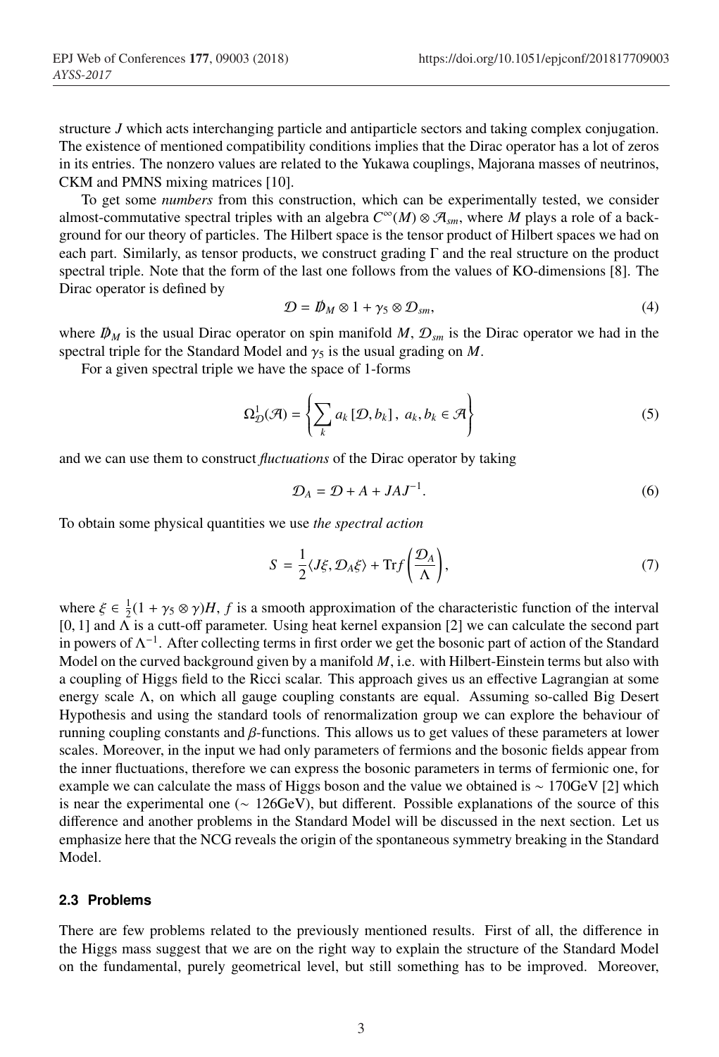structure $J$ which acts interchanging particle and antiparticle sectors and taking complex conjugation. The existence of mentioned compatibility conditions implies that the Dirac operator has a lot of zeros in its entries. The nonzero values are related to the Yukawa couplings, Majorana masses of neutrinos, CKM and PMNS mixing matrices [10].

To get some *numbers* from this construction, which can be experimentally tested, we consider almost-commutative spectral triples with an algebra $C^\infty(M) \otimes \mathcal{A}_{sm}$, where $M$ plays a role of a background for our theory of particles. The Hilbert space is the tensor product of Hilbert spaces we had on each part. Similarly, as tensor products, we construct grading $\Gamma$ and the real structure on the product spectral triple. Note that the form of the last one follows from the values of KO-dimensions [8]. The Dirac operator is defined by

$$\mathcal{D} = \not{D}_M \otimes 1 + \gamma_5 \otimes \mathcal{D}_{sm}, \tag{4}$$

where $\not{D}_M$ is the usual Dirac operator on spin manifold $M$, $\mathcal{D}_{sm}$ is the Dirac operator we had in the spectral triple for the Standard Model and $\gamma_5$ is the usual grading on $M$.

For a given spectral triple we have the space of 1-forms

$$\Omega^1_{\mathcal{D}}(\mathcal{A}) = \left\{ \sum_k a_k \, [\mathcal{D}, b_k] \, , \; a_k, b_k \in \mathcal{A} \right\} \tag{5}$$

and we can use them to construct *fluctuations* of the Dirac operator by taking

$$\mathcal{D}_A = \mathcal{D} + A + JAJ^{-1}. \tag{6}$$

To obtain some physical quantities we use *the spectral action*

$$S = \frac{1}{2} \langle J\xi, \mathcal{D}_A \xi \rangle + \mathrm{Tr} f\left(\frac{\mathcal{D}_A}{\Lambda}\right), \tag{7}$$

where $\xi \in \frac{1}{2}(1 + \gamma_5 \otimes \gamma)H$, $f$ is a smooth approximation of the characteristic function of the interval $[0, 1]$ and $\Lambda$ is a cutt-off parameter. Using heat kernel expansion [2] we can calculate the second part in powers of $\Lambda^{-1}$. After collecting terms in first order we get the bosonic part of action of the Standard Model on the curved background given by a manifold $M$, i.e. with Hilbert-Einstein terms but also with a coupling of Higgs field to the Ricci scalar. This approach gives us an effective Lagrangian at some energy scale $\Lambda$, on which all gauge coupling constants are equal. Assuming so-called Big Desert Hypothesis and using the standard tools of renormalization group we can explore the behaviour of running coupling constants and $\beta$-functions. This allows us to get values of these parameters at lower scales. Moreover, in the input we had only parameters of fermions and the bosonic fields appear from the inner fluctuations, therefore we can express the bosonic parameters in terms of fermionic one, for example we can calculate the mass of Higgs boson and the value we obtained is $\sim 170$GeV [2] which is near the experimental one ($\sim 126$GeV), but different. Possible explanations of the source of this difference and another problems in the Standard Model will be discussed in the next section. Let us emphasize here that the NCG reveals the origin of the spontaneous symmetry breaking in the Standard Model.

### 2.3 Problems

There are few problems related to the previously mentioned results. First of all, the difference in the Higgs mass suggest that we are on the right way to explain the structure of the Standard Model on the fundamental, purely geometrical level, but still something has to be improved. Moreover,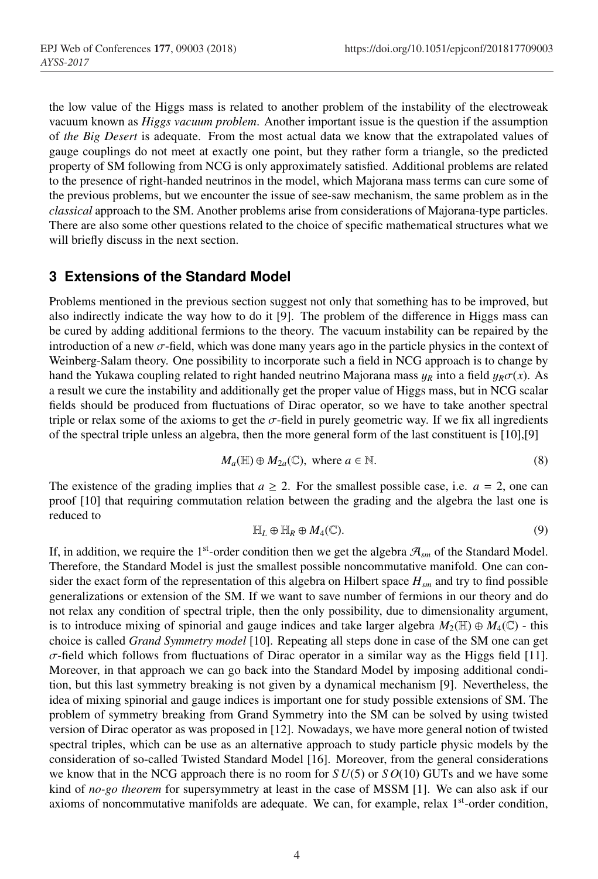the low value of the Higgs mass is related to another problem of the instability of the electroweak vacuum known as *Higgs vacuum problem*. Another important issue is the question if the assumption of *the Big Desert* is adequate. From the most actual data we know that the extrapolated values of gauge couplings do not meet at exactly one point, but they rather form a triangle, so the predicted property of SM following from NCG is only approximately satisfied. Additional problems are related to the presence of right-handed neutrinos in the model, which Majorana mass terms can cure some of the previous problems, but we encounter the issue of see-saw mechanism, the same problem as in the *classical* approach to the SM. Another problems arise from considerations of Majorana-type particles. There are also some other questions related to the choice of specific mathematical structures what we will briefly discuss in the next section.

## 3 Extensions of the Standard Model

Problems mentioned in the previous section suggest not only that something has to be improved, but also indirectly indicate the way how to do it [9]. The problem of the difference in Higgs mass can be cured by adding additional fermions to the theory. The vacuum instability can be repaired by the introduction of a new $\sigma$-field, which was done many years ago in the particle physics in the context of Weinberg-Salam theory. One possibility to incorporate such a field in NCG approach is to change by hand the Yukawa coupling related to right handed neutrino Majorana mass $y_R$ into a field $y_R\sigma(x)$. As a result we cure the instability and additionally get the proper value of Higgs mass, but in NCG scalar fields should be produced from fluctuations of Dirac operator, so we have to take another spectral triple or relax some of the axioms to get the $\sigma$-field in purely geometric way. If we fix all ingredients of the spectral triple unless an algebra, then the more general form of the last constituent is [10],[9]

$$M_a(\mathbb{H}) \oplus M_{2a}(\mathbb{C}), \text{ where } a \in \mathbb{N}. \tag{8}$$

The existence of the grading implies that $a \geq 2$. For the smallest possible case, i.e. $a = 2$, one can proof [10] that requiring commutation relation between the grading and the algebra the last one is reduced to

$$\mathbb{H}_L \oplus \mathbb{H}_R \oplus M_4(\mathbb{C}). \tag{9}$$

If, in addition, we require the 1st-order condition then we get the algebra $\mathcal{A}_{sm}$ of the Standard Model. Therefore, the Standard Model is just the smallest possible noncommutative manifold. One can consider the exact form of the representation of this algebra on Hilbert space $H_{sm}$ and try to find possible generalizations or extension of the SM. If we want to save number of fermions in our theory and do not relax any condition of spectral triple, then the only possibility, due to dimensionality argument, is to introduce mixing of spinorial and gauge indices and take larger algebra $M_2(\mathbb{H}) \oplus M_4(\mathbb{C})$ - this choice is called *Grand Symmetry model* [10]. Repeating all steps done in case of the SM one can get $\sigma$-field which follows from fluctuations of Dirac operator in a similar way as the Higgs field [11]. Moreover, in that approach we can go back into the Standard Model by imposing additional condition, but this last symmetry breaking is not given by a dynamical mechanism [9]. Nevertheless, the idea of mixing spinorial and gauge indices is important one for study possible extensions of SM. The problem of symmetry breaking from Grand Symmetry into the SM can be solved by using twisted version of Dirac operator as was proposed in [12]. Nowadays, we have more general notion of twisted spectral triples, which can be use as an alternative approach to study particle physic models by the consideration of so-called Twisted Standard Model [16]. Moreover, from the general considerations we know that in the NCG approach there is no room for $SU(5)$ or $SO(10)$ GUTs and we have some kind of *no-go theorem* for supersymmetry at least in the case of MSSM [1]. We can also ask if our axioms of noncommutative manifolds are adequate. We can, for example, relax 1st-order condition,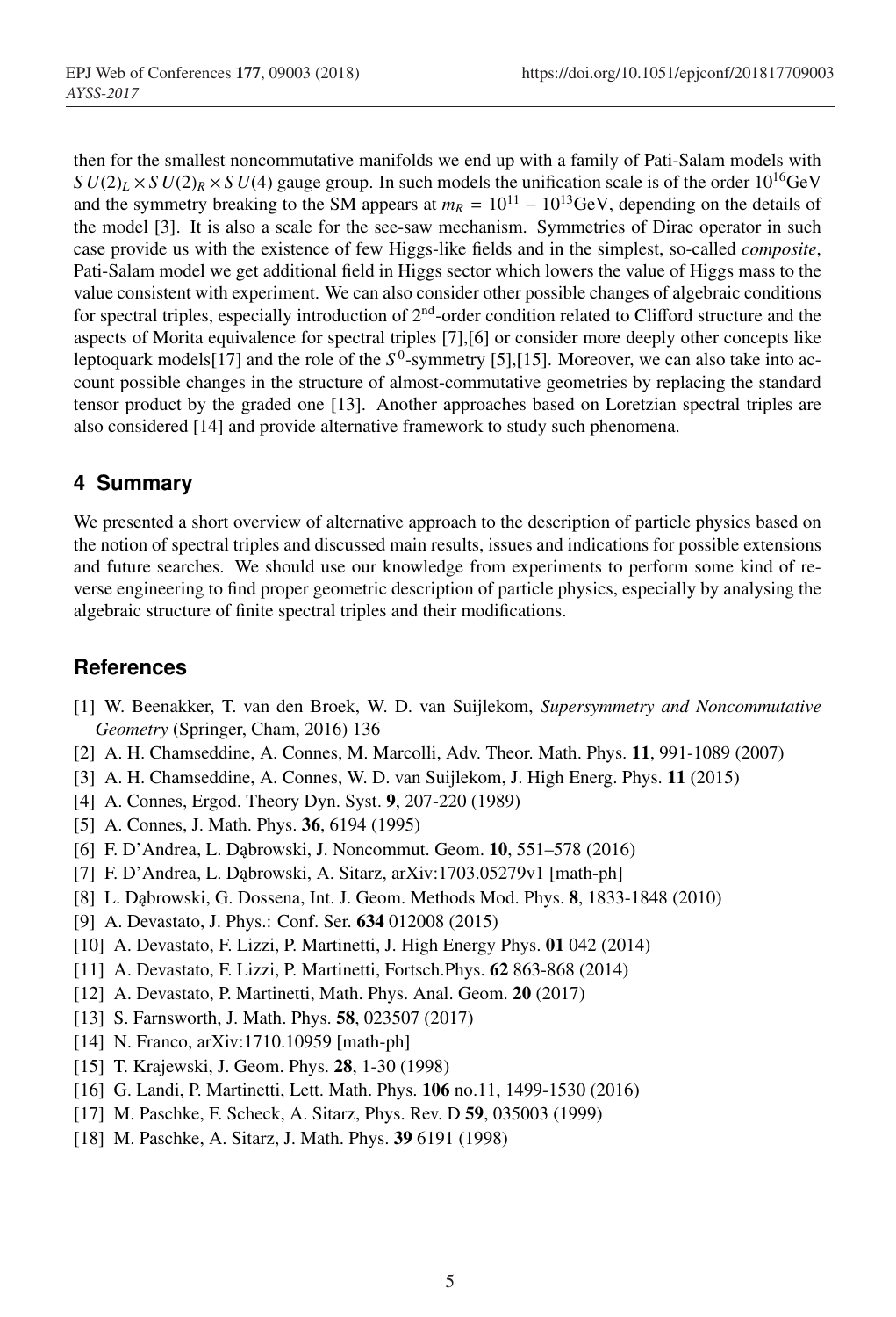then for the smallest noncommutative manifolds we end up with a family of Pati-Salam models with $SU(2)_L \times SU(2)_R \times SU(4)$ gauge group. In such models the unification scale is of the order $10^{16}$GeV and the symmetry breaking to the SM appears at $m_R = 10^{11} - 10^{13}$GeV, depending on the details of the model [3]. It is also a scale for the see-saw mechanism. Symmetries of Dirac operator in such case provide us with the existence of few Higgs-like fields and in the simplest, so-called *composite*, Pati-Salam model we get additional field in Higgs sector which lowers the value of Higgs mass to the value consistent with experiment. We can also consider other possible changes of algebraic conditions for spectral triples, especially introduction of 2$^{\text{nd}}$-order condition related to Clifford structure and the aspects of Morita equivalence for spectral triples [7],[6] or consider more deeply other concepts like leptoquark models[17] and the role of the $S^0$-symmetry [5],[15]. Moreover, we can also take into account possible changes in the structure of almost-commutative geometries by replacing the standard tensor product by the graded one [13]. Another approaches based on Loretzian spectral triples are also considered [14] and provide alternative framework to study such phenomena.

## 4 Summary

We presented a short overview of alternative approach to the description of particle physics based on the notion of spectral triples and discussed main results, issues and indications for possible extensions and future searches. We should use our knowledge from experiments to perform some kind of reverse engineering to find proper geometric description of particle physics, especially by analysing the algebraic structure of finite spectral triples and their modifications.

## References

[1] W. Beenakker, T. van den Broek, W. D. van Suijlekom, *Supersymmetry and Noncommutative Geometry* (Springer, Cham, 2016) 136

[2] A. H. Chamseddine, A. Connes, M. Marcolli, Adv. Theor. Math. Phys. **11**, 991-1089 (2007)

[3] A. H. Chamseddine, A. Connes, W. D. van Suijlekom, J. High Energ. Phys. **11** (2015)

[4] A. Connes, Ergod. Theory Dyn. Syst. **9**, 207-220 (1989)

[5] A. Connes, J. Math. Phys. **36**, 6194 (1995)

[6] F. D'Andrea, L. Dąbrowski, J. Noncommut. Geom. **10**, 551–578 (2016)

[7] F. D'Andrea, L. Dąbrowski, A. Sitarz, arXiv:1703.05279v1 [math-ph]

[8] L. Dąbrowski, G. Dossena, Int. J. Geom. Methods Mod. Phys. **8**, 1833-1848 (2010)

[9] A. Devastato, J. Phys.: Conf. Ser. **634** 012008 (2015)

[10] A. Devastato, F. Lizzi, P. Martinetti, J. High Energy Phys. **01** 042 (2014)

[11] A. Devastato, F. Lizzi, P. Martinetti, Fortsch.Phys. **62** 863-868 (2014)

[12] A. Devastato, P. Martinetti, Math. Phys. Anal. Geom. **20** (2017)

[13] S. Farnsworth, J. Math. Phys. **58**, 023507 (2017)

[14] N. Franco, arXiv:1710.10959 [math-ph]

[15] T. Krajewski, J. Geom. Phys. **28**, 1-30 (1998)

[16] G. Landi, P. Martinetti, Lett. Math. Phys. **106** no.11, 1499-1530 (2016)

[17] M. Paschke, F. Scheck, A. Sitarz, Phys. Rev. D **59**, 035003 (1999)

[18] M. Paschke, A. Sitarz, J. Math. Phys. **39** 6191 (1998)